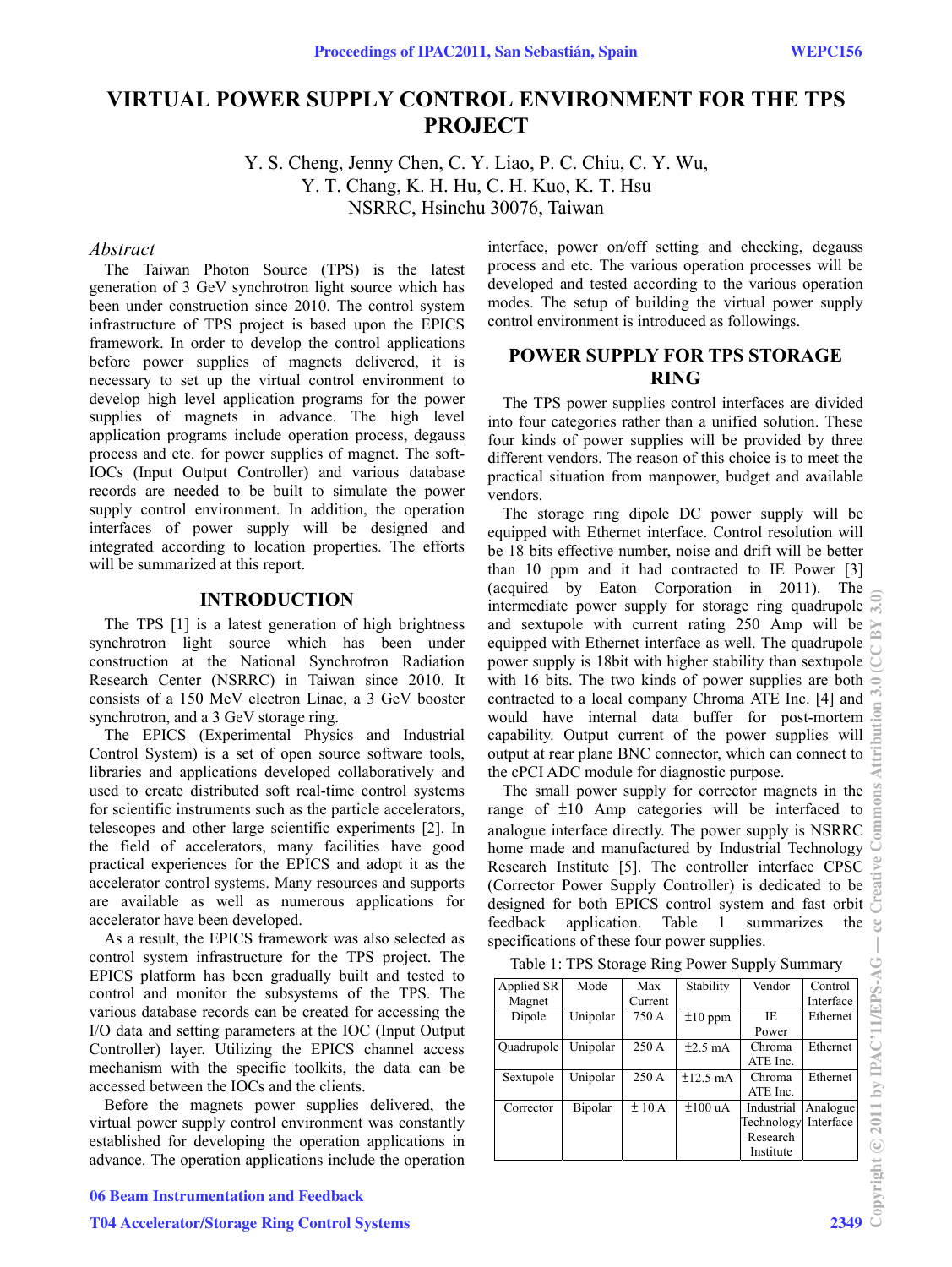# VIRTUAL POWER SUPPLY CONTROL ENVIRONMENT FOR THE TPS PROJECT

Y. S. Cheng, Jenny Chen, C. Y. Liao, P. C. Chiu, C. Y. Wu,
Y. T. Chang, K. H. Hu, C. H. Kuo, K. T. Hsu
NSRRC, Hsinchu 30076, Taiwan

## *Abstract*

The Taiwan Photon Source (TPS) is the latest generation of 3 GeV synchrotron light source which has been under construction since 2010. The control system infrastructure of TPS project is based upon the EPICS framework. In order to develop the control applications before power supplies of magnets delivered, it is necessary to set up the virtual control environment to develop high level application programs for the power supplies of magnets in advance. The high level application programs include operation process, degauss process and etc. for power supplies of magnet. The soft-IOCs (Input Output Controller) and various database records are needed to be built to simulate the power supply control environment. In addition, the operation interfaces of power supply will be designed and integrated according to location properties. The efforts will be summarized at this report.

## INTRODUCTION

The TPS [1] is a latest generation of high brightness synchrotron light source which has been under construction at the National Synchrotron Radiation Research Center (NSRRC) in Taiwan since 2010. It consists of a 150 MeV electron Linac, a 3 GeV booster synchrotron, and a 3 GeV storage ring.

The EPICS (Experimental Physics and Industrial Control System) is a set of open source software tools, libraries and applications developed collaboratively and used to create distributed soft real-time control systems for scientific instruments such as the particle accelerators, telescopes and other large scientific experiments [2]. In the field of accelerators, many facilities have good practical experiences for the EPICS and adopt it as the accelerator control systems. Many resources and supports are available as well as numerous applications for accelerator have been developed.

As a result, the EPICS framework was also selected as control system infrastructure for the TPS project. The EPICS platform has been gradually built and tested to control and monitor the subsystems of the TPS. The various database records can be created for accessing the I/O data and setting parameters at the IOC (Input Output Controller) layer. Utilizing the EPICS channel access mechanism with the specific toolkits, the data can be accessed between the IOCs and the clients.

Before the magnets power supplies delivered, the virtual power supply control environment was constantly established for developing the operation applications in advance. The operation applications include the operation interface, power on/off setting and checking, degauss process and etc. The various operation processes will be developed and tested according to the various operation modes. The setup of building the virtual power supply control environment is introduced as followings.

## POWER SUPPLY FOR TPS STORAGE RING

The TPS power supplies control interfaces are divided into four categories rather than a unified solution. These four kinds of power supplies will be provided by three different vendors. The reason of this choice is to meet the practical situation from manpower, budget and available vendors.

The storage ring dipole DC power supply will be equipped with Ethernet interface. Control resolution will be 18 bits effective number, noise and drift will be better than 10 ppm and it had contracted to IE Power [3] (acquired by Eaton Corporation in 2011). The intermediate power supply for storage ring quadrupole and sextupole with current rating 250 Amp will be equipped with Ethernet interface as well. The quadrupole power supply is 18bit with higher stability than sextupole with 16 bits. The two kinds of power supplies are both contracted to a local company Chroma ATE Inc. [4] and would have internal data buffer for post-mortem capability. Output current of the power supplies will output at rear plane BNC connector, which can connect to the cPCI ADC module for diagnostic purpose.

The small power supply for corrector magnets in the range of ±10 Amp categories will be interfaced to analogue interface directly. The power supply is NSRRC home made and manufactured by Industrial Technology Research Institute [5]. The controller interface CPSC (Corrector Power Supply Controller) is dedicated to be designed for both EPICS control system and fast orbit feedback application. Table 1 summarizes the specifications of these four power supplies.

Table 1: TPS Storage Ring Power Supply Summary

| Applied SR Magnet | Mode | Max Current | Stability | Vendor | Control Interface |
|---|---|---|---|---|---|
| Dipole | Unipolar | 750 A | ±10 ppm | IE Power | Ethernet |
| Quadrupole | Unipolar | 250 A | ±2.5 mA | Chroma ATE Inc. | Ethernet |
| Sextupole | Unipolar | 250 A | ±12.5 mA | Chroma ATE Inc. | Ethernet |
| Corrector | Bipolar | ± 10 A | ±100 uA | Industrial Technology Research Institute | Analogue Interface |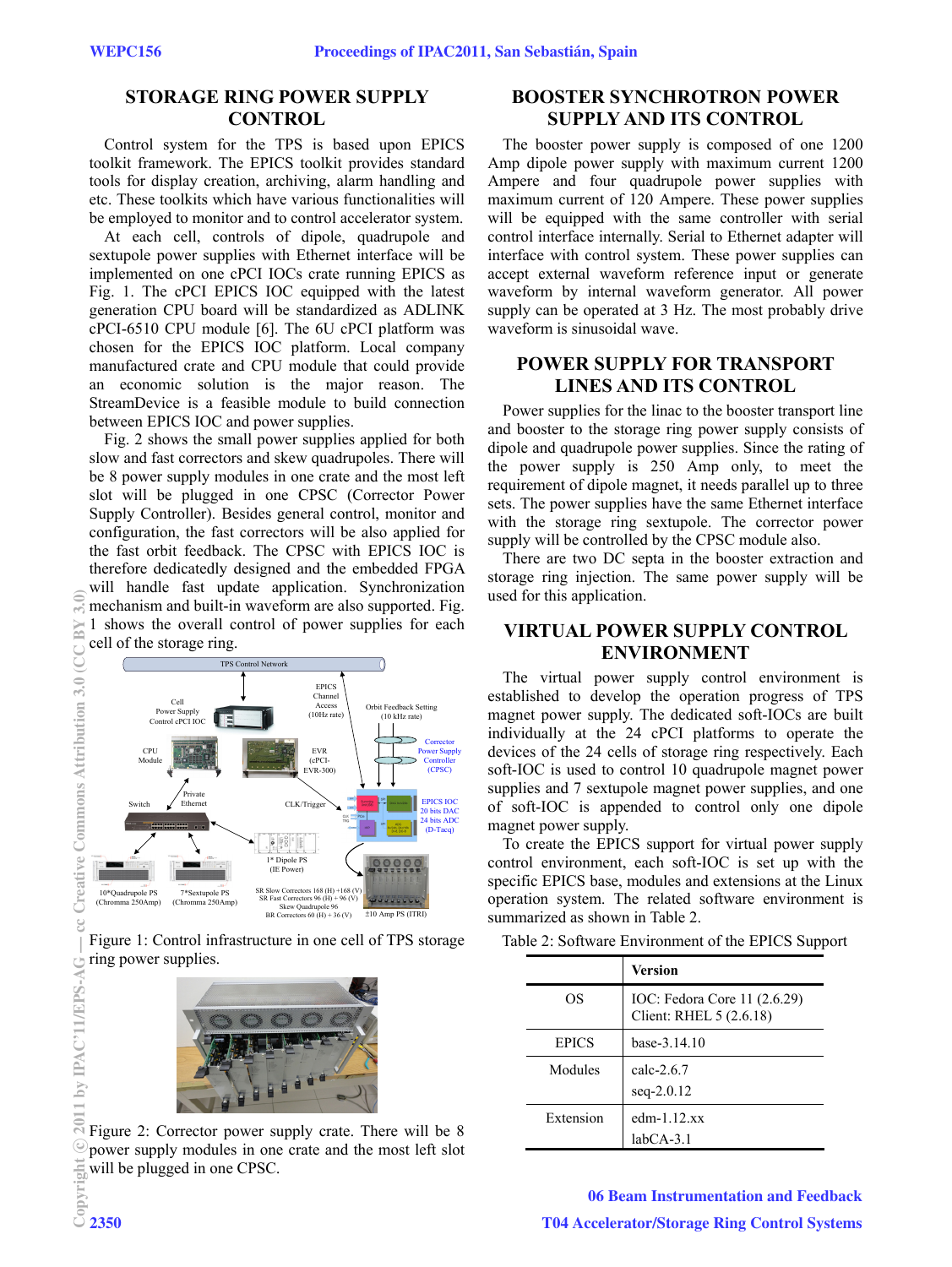## STORAGE RING POWER SUPPLY CONTROL

Control system for the TPS is based upon EPICS toolkit framework. The EPICS toolkit provides standard tools for display creation, archiving, alarm handling and etc. These toolkits which have various functionalities will be employed to monitor and to control accelerator system.

At each cell, controls of dipole, quadrupole and sextupole power supplies with Ethernet interface will be implemented on one cPCI IOCs crate running EPICS as Fig. 1. The cPCI EPICS IOC equipped with the latest generation CPU board will be standardized as ADLINK cPCI-6510 CPU module [6]. The 6U cPCI platform was chosen for the EPICS IOC platform. Local company manufactured crate and CPU module that could provide an economic solution is the major reason. The StreamDevice is a feasible module to build connection between EPICS IOC and power supplies.

Fig. 2 shows the small power supplies applied for both slow and fast correctors and skew quadrupoles. There will be 8 power supply modules in one crate and the most left slot will be plugged in one CPSC (Corrector Power Supply Controller). Besides general control, monitor and configuration, the fast correctors will be also applied for the fast orbit feedback. The CPSC with EPICS IOC is therefore dedicatedly designed and the embedded FPGA will handle fast update application. Synchronization mechanism and built-in waveform are also supported. Fig. 1 shows the overall control of power supplies for each cell of the storage ring.

Figure 1: Control infrastructure in one cell of TPS storage ring power supplies.

Figure 2: Corrector power supply crate. There will be 8 power supply modules in one crate and the most left slot will be plugged in one CPSC.

## BOOSTER SYNCHROTRON POWER SUPPLY AND ITS CONTROL

The booster power supply is composed of one 1200 Amp dipole power supply with maximum current 1200 Ampere and four quadrupole power supplies with maximum current of 120 Ampere. These power supplies will be equipped with the same controller with serial control interface internally. Serial to Ethernet adapter will interface with control system. These power supplies can accept external waveform reference input or generate waveform by internal waveform generator. All power supply can be operated at 3 Hz. The most probably drive waveform is sinusoidal wave.

## POWER SUPPLY FOR TRANSPORT LINES AND ITS CONTROL

Power supplies for the linac to the booster transport line and booster to the storage ring power supply consists of dipole and quadrupole power supplies. Since the rating of the power supply is 250 Amp only, to meet the requirement of dipole magnet, it needs parallel up to three sets. The power supplies have the same Ethernet interface with the storage ring sextupole. The corrector power supply will be controlled by the CPSC module also.

There are two DC septa in the booster extraction and storage ring injection. The same power supply will be used for this application.

## VIRTUAL POWER SUPPLY CONTROL ENVIRONMENT

The virtual power supply control environment is established to develop the operation progress of TPS magnet power supply. The dedicated soft-IOCs are built individually at the 24 cPCI platforms to operate the devices of the 24 cells of storage ring respectively. Each soft-IOC is used to control 10 quadrupole magnet power supplies and 7 sextupole magnet power supplies, and one of soft-IOC is appended to control only one dipole magnet power supply.

To create the EPICS support for virtual power supply control environment, each soft-IOC is set up with the specific EPICS base, modules and extensions at the Linux operation system. The related software environment is summarized as shown in Table 2.

Table 2: Software Environment of the EPICS Support

| | Version |
|---|---|
| OS | IOC: Fedora Core 11 (2.6.29)<br>Client: RHEL 5 (2.6.18) |
| EPICS | base-3.14.10 |
| Modules | calc-2.6.7<br>seq-2.0.12 |
| Extension | edm-1.12.xx<br>labCA-3.1 |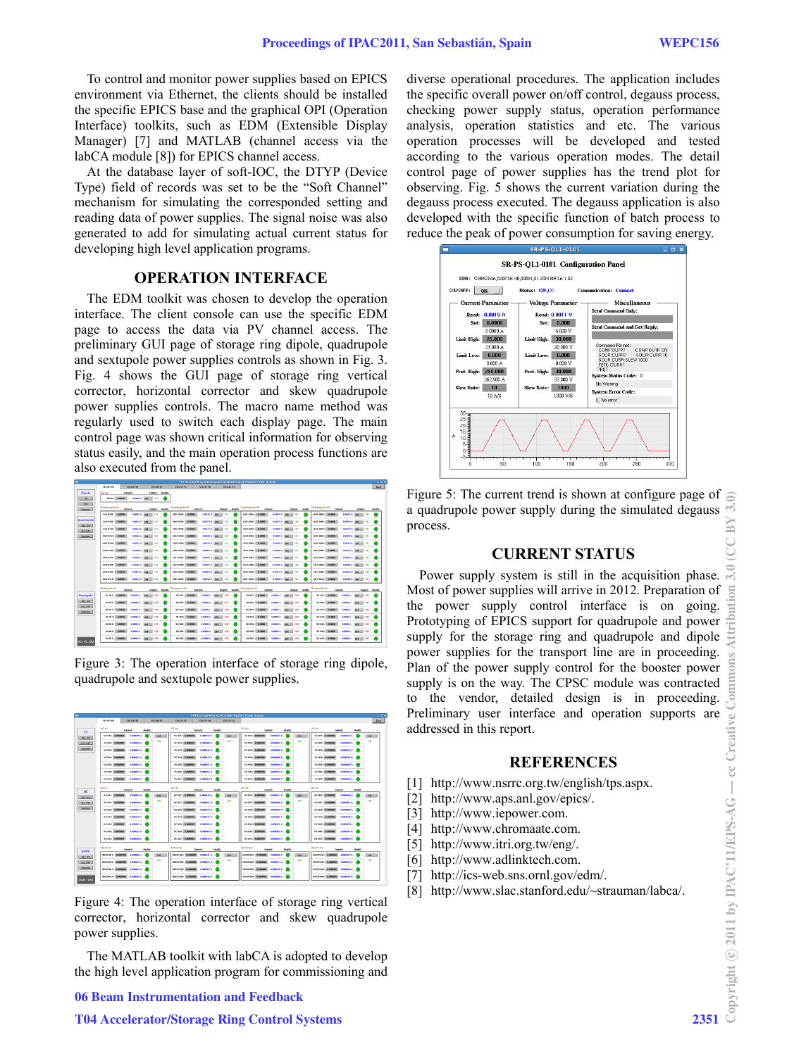To control and monitor power supplies based on EPICS environment via Ethernet, the clients should be installed the specific EPICS base and the graphical OPI (Operation Interface) toolkits, such as EDM (Extensible Display Manager) [7] and MATLAB (channel access via the labCA module [8]) for EPICS channel access.

At the database layer of soft-IOC, the DTYP (Device Type) field of records was set to be the "Soft Channel" mechanism for simulating the corresponded setting and reading data of power supplies. The signal noise was also generated to add for simulating actual current status for developing high level application programs.

## OPERATION INTERFACE

The EDM toolkit was chosen to develop the operation interface. The client console can use the specific EDM page to access the data via PV channel access. The preliminary GUI page of storage ring dipole, quadrupole and sextupole power supplies controls as shown in Fig. 3. Fig. 4 shows the GUI page of storage ring vertical corrector, horizontal corrector and skew quadrupole power supplies controls. The macro name method was regularly used to switch each display page. The main control page was shown critical information for observing status easily, and the main operation process functions are also executed from the panel.

Figure 3: The operation interface of storage ring dipole, quadrupole and sextupole power supplies.

Figure 4: The operation interface of storage ring vertical corrector, horizontal corrector and skew quadrupole power supplies.

The MATLAB toolkit with labCA is adopted to develop the high level application program for commissioning and diverse operational procedures. The application includes the specific overall power on/off control, degauss process, checking power supply status, operation performance analysis, operation statistics and etc. The various operation processes will be developed and tested according to the various operation modes. The detail control page of power supplies has the trend plot for observing. Fig. 5 shows the current variation during the degauss process executed. The degauss application is also developed with the specific function of batch process to reduce the peak of power consumption for saving energy.

Figure 5: The current trend is shown at configure page of a quadrupole power supply during the simulated degauss process.

## CURRENT STATUS

Power supply system is still in the acquisition phase. Most of power supplies will arrive in 2012. Preparation of the power supply control interface is on going. Prototyping of EPICS support for quadrupole and power supply for the storage ring and quadrupole and dipole power supplies for the transport line are in proceeding. Plan of the power supply control for the booster power supply is on the way. The CPSC module was contracted to the vendor, detailed design is in proceeding. Preliminary user interface and operation supports are addressed in this report.

## REFERENCES

[1] http://www.nsrrc.org.tw/english/tps.aspx.
[2] http://www.aps.anl.gov/epics/.
[3] http://www.iepower.com.
[4] http://www.chromaate.com.
[5] http://www.itri.org.tw/eng/.
[6] http://www.adlinktech.com.
[7] http://ics-web.sns.ornl.gov/edm/.
[8] http://www.slac.stanford.edu/~strauman/labca/.